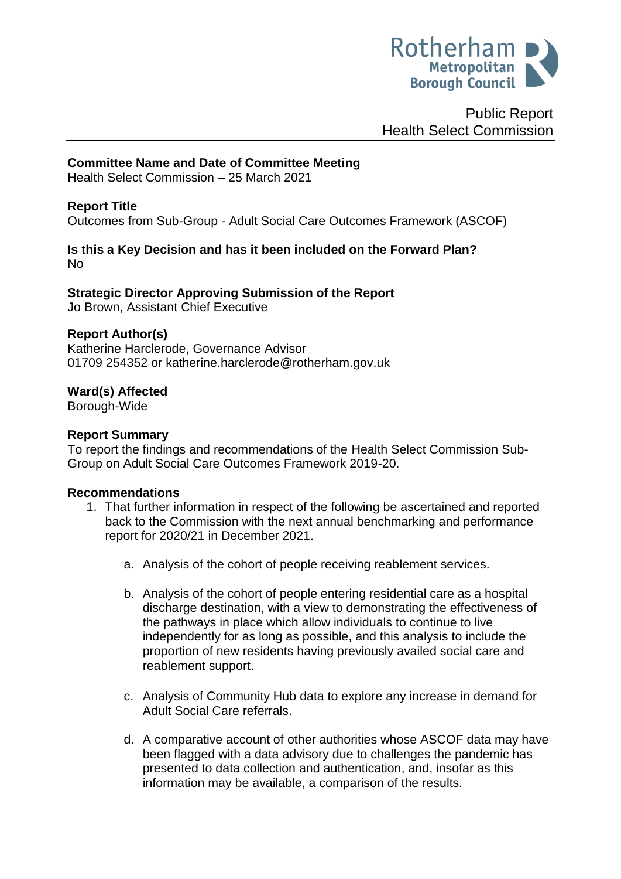Rotherham Metropolitan Borough Council

Public Report
Health Select Commission

**Committee Name and Date of Committee Meeting**
Health Select Commission – 25 March 2021

**Report Title**
Outcomes from Sub-Group - Adult Social Care Outcomes Framework (ASCOF)

**Is this a Key Decision and has it been included on the Forward Plan?**
No

**Strategic Director Approving Submission of the Report**
Jo Brown, Assistant Chief Executive

**Report Author(s)**
Katherine Harclerode, Governance Advisor
01709 254352 or katherine.harclerode@rotherham.gov.uk

**Ward(s) Affected**
Borough-Wide

**Report Summary**
To report the findings and recommendations of the Health Select Commission Sub-Group on Adult Social Care Outcomes Framework 2019-20.

**Recommendations**

1. That further information in respect of the following be ascertained and reported back to the Commission with the next annual benchmarking and performance report for 2020/21 in December 2021.

    a. Analysis of the cohort of people receiving reablement services.

    b. Analysis of the cohort of people entering residential care as a hospital discharge destination, with a view to demonstrating the effectiveness of the pathways in place which allow individuals to continue to live independently for as long as possible, and this analysis to include the proportion of new residents having previously availed social care and reablement support.

    c. Analysis of Community Hub data to explore any increase in demand for Adult Social Care referrals.

    d. A comparative account of other authorities whose ASCOF data may have been flagged with a data advisory due to challenges the pandemic has presented to data collection and authentication, and, insofar as this information may be available, a comparison of the results.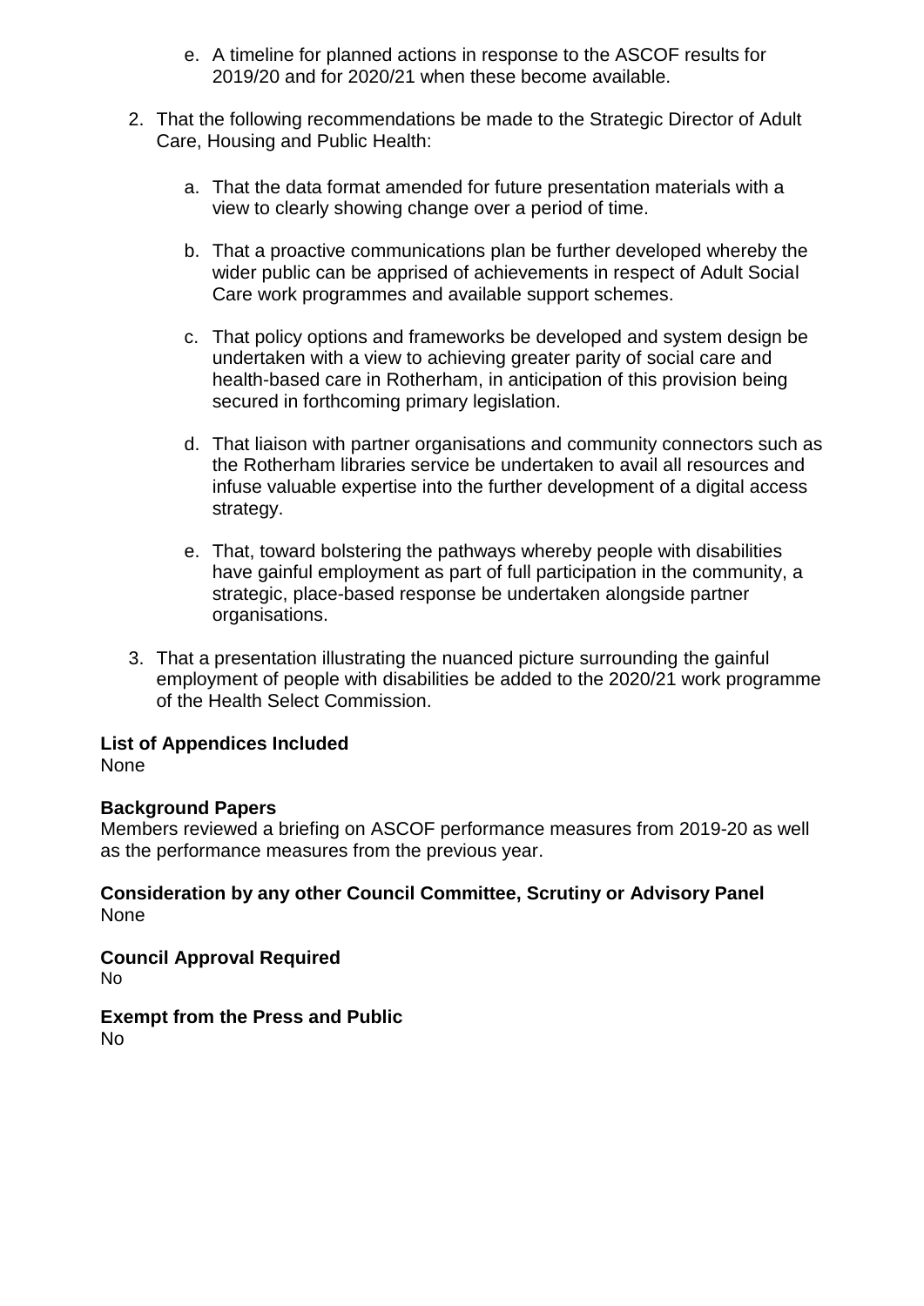e. A timeline for planned actions in response to the ASCOF results for 2019/20 and for 2020/21 when these become available.

2. That the following recommendations be made to the Strategic Director of Adult Care, Housing and Public Health:

   a. That the data format amended for future presentation materials with a view to clearly showing change over a period of time.

   b. That a proactive communications plan be further developed whereby the wider public can be apprised of achievements in respect of Adult Social Care work programmes and available support schemes.

   c. That policy options and frameworks be developed and system design be undertaken with a view to achieving greater parity of social care and health-based care in Rotherham, in anticipation of this provision being secured in forthcoming primary legislation.

   d. That liaison with partner organisations and community connectors such as the Rotherham libraries service be undertaken to avail all resources and infuse valuable expertise into the further development of a digital access strategy.

   e. That, toward bolstering the pathways whereby people with disabilities have gainful employment as part of full participation in the community, a strategic, place-based response be undertaken alongside partner organisations.

3. That a presentation illustrating the nuanced picture surrounding the gainful employment of people with disabilities be added to the 2020/21 work programme of the Health Select Commission.

**List of Appendices Included**
None

**Background Papers**
Members reviewed a briefing on ASCOF performance measures from 2019-20 as well as the performance measures from the previous year.

**Consideration by any other Council Committee, Scrutiny or Advisory Panel**
None

**Council Approval Required**
No

**Exempt from the Press and Public**
No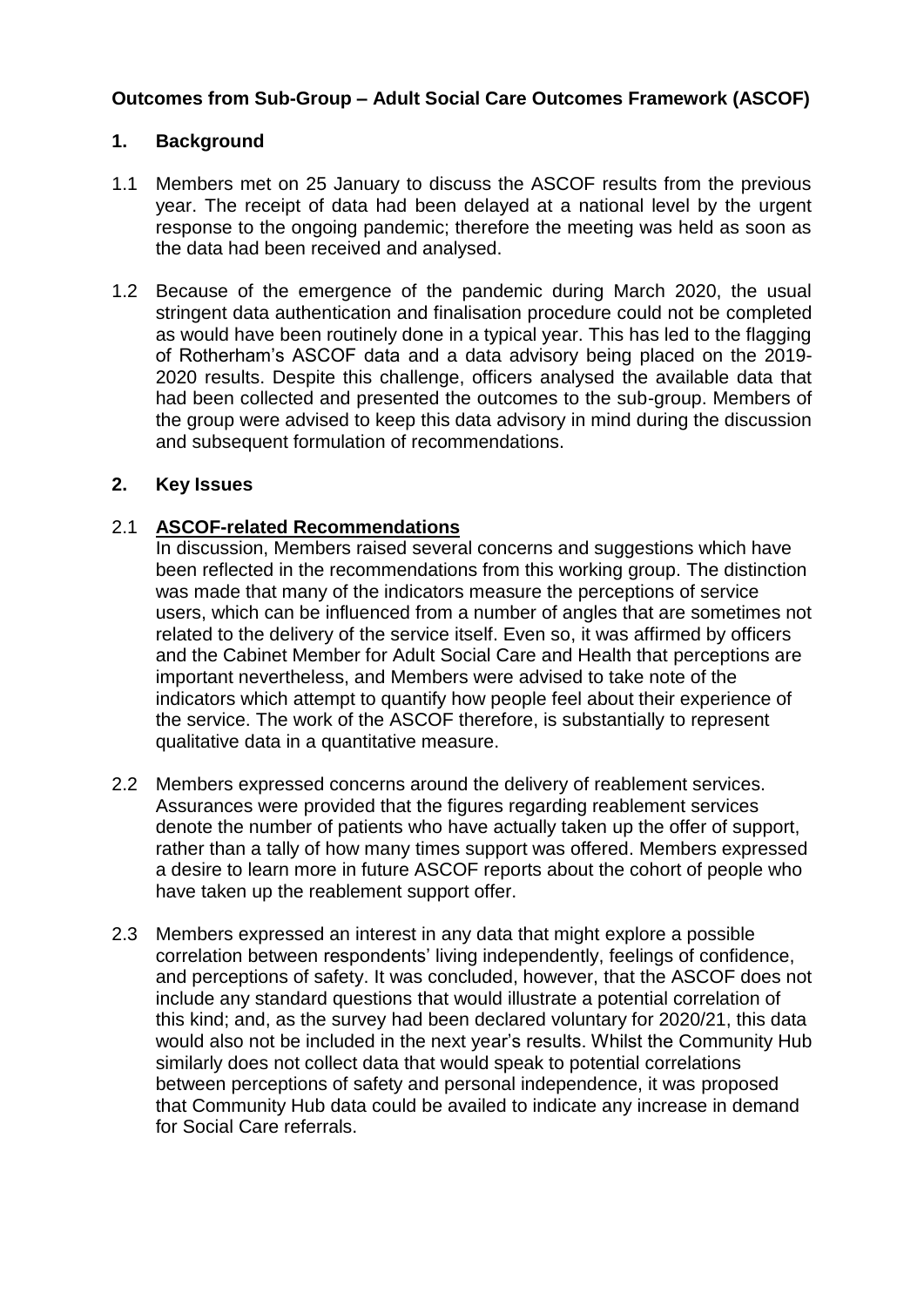**Outcomes from Sub-Group – Adult Social Care Outcomes Framework (ASCOF)**

## 1. Background

1.1 Members met on 25 January to discuss the ASCOF results from the previous year. The receipt of data had been delayed at a national level by the urgent response to the ongoing pandemic; therefore the meeting was held as soon as the data had been received and analysed.

1.2 Because of the emergence of the pandemic during March 2020, the usual stringent data authentication and finalisation procedure could not be completed as would have been routinely done in a typical year. This has led to the flagging of Rotherham's ASCOF data and a data advisory being placed on the 2019-2020 results. Despite this challenge, officers analysed the available data that had been collected and presented the outcomes to the sub-group. Members of the group were advised to keep this data advisory in mind during the discussion and subsequent formulation of recommendations.

## 2. Key Issues

2.1 **ASCOF-related Recommendations**

In discussion, Members raised several concerns and suggestions which have been reflected in the recommendations from this working group. The distinction was made that many of the indicators measure the perceptions of service users, which can be influenced from a number of angles that are sometimes not related to the delivery of the service itself. Even so, it was affirmed by officers and the Cabinet Member for Adult Social Care and Health that perceptions are important nevertheless, and Members were advised to take note of the indicators which attempt to quantify how people feel about their experience of the service. The work of the ASCOF therefore, is substantially to represent qualitative data in a quantitative measure.

2.2 Members expressed concerns around the delivery of reablement services. Assurances were provided that the figures regarding reablement services denote the number of patients who have actually taken up the offer of support, rather than a tally of how many times support was offered. Members expressed a desire to learn more in future ASCOF reports about the cohort of people who have taken up the reablement support offer.

2.3 Members expressed an interest in any data that might explore a possible correlation between respondents' living independently, feelings of confidence, and perceptions of safety. It was concluded, however, that the ASCOF does not include any standard questions that would illustrate a potential correlation of this kind; and, as the survey had been declared voluntary for 2020/21, this data would also not be included in the next year's results. Whilst the Community Hub similarly does not collect data that would speak to potential correlations between perceptions of safety and personal independence, it was proposed that Community Hub data could be availed to indicate any increase in demand for Social Care referrals.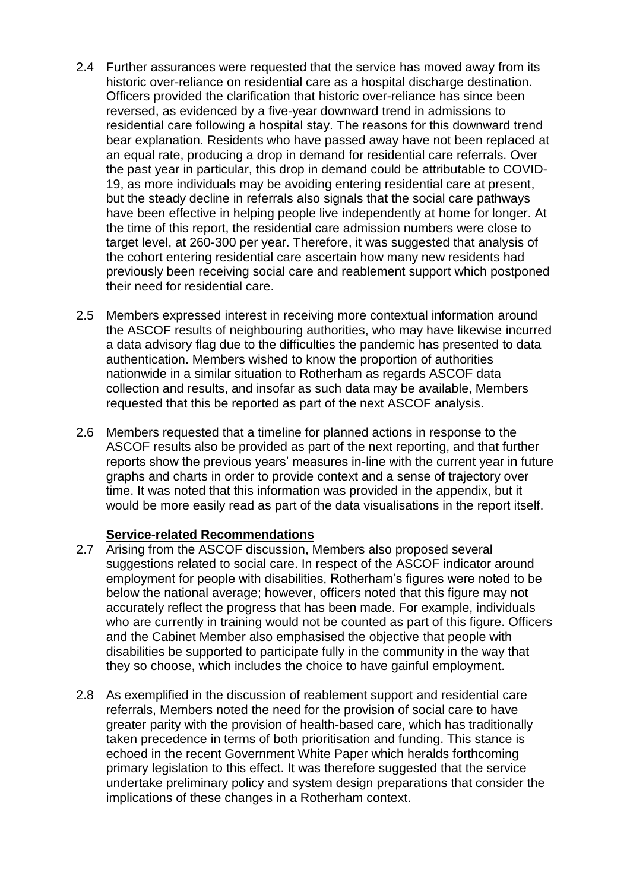2.4 Further assurances were requested that the service has moved away from its historic over-reliance on residential care as a hospital discharge destination. Officers provided the clarification that historic over-reliance has since been reversed, as evidenced by a five-year downward trend in admissions to residential care following a hospital stay. The reasons for this downward trend bear explanation. Residents who have passed away have not been replaced at an equal rate, producing a drop in demand for residential care referrals. Over the past year in particular, this drop in demand could be attributable to COVID-19, as more individuals may be avoiding entering residential care at present, but the steady decline in referrals also signals that the social care pathways have been effective in helping people live independently at home for longer. At the time of this report, the residential care admission numbers were close to target level, at 260-300 per year. Therefore, it was suggested that analysis of the cohort entering residential care ascertain how many new residents had previously been receiving social care and reablement support which postponed their need for residential care.

2.5 Members expressed interest in receiving more contextual information around the ASCOF results of neighbouring authorities, who may have likewise incurred a data advisory flag due to the difficulties the pandemic has presented to data authentication. Members wished to know the proportion of authorities nationwide in a similar situation to Rotherham as regards ASCOF data collection and results, and insofar as such data may be available, Members requested that this be reported as part of the next ASCOF analysis.

2.6 Members requested that a timeline for planned actions in response to the ASCOF results also be provided as part of the next reporting, and that further reports show the previous years' measures in-line with the current year in future graphs and charts in order to provide context and a sense of trajectory over time. It was noted that this information was provided in the appendix, but it would be more easily read as part of the data visualisations in the report itself.

**Service-related Recommendations**

2.7 Arising from the ASCOF discussion, Members also proposed several suggestions related to social care. In respect of the ASCOF indicator around employment for people with disabilities, Rotherham's figures were noted to be below the national average; however, officers noted that this figure may not accurately reflect the progress that has been made. For example, individuals who are currently in training would not be counted as part of this figure. Officers and the Cabinet Member also emphasised the objective that people with disabilities be supported to participate fully in the community in the way that they so choose, which includes the choice to have gainful employment.

2.8 As exemplified in the discussion of reablement support and residential care referrals, Members noted the need for the provision of social care to have greater parity with the provision of health-based care, which has traditionally taken precedence in terms of both prioritisation and funding. This stance is echoed in the recent Government White Paper which heralds forthcoming primary legislation to this effect. It was therefore suggested that the service undertake preliminary policy and system design preparations that consider the implications of these changes in a Rotherham context.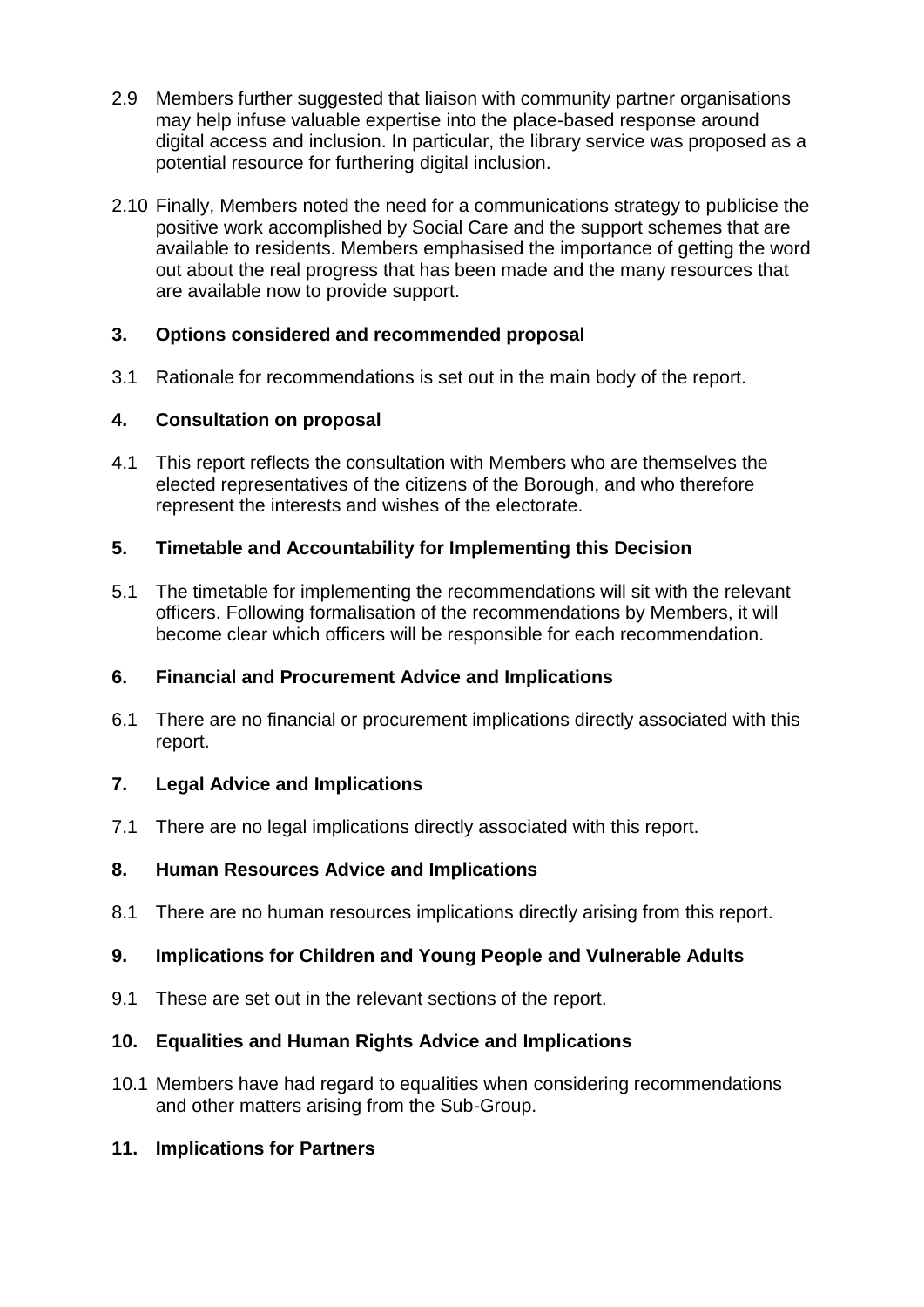2.9 Members further suggested that liaison with community partner organisations may help infuse valuable expertise into the place-based response around digital access and inclusion. In particular, the library service was proposed as a potential resource for furthering digital inclusion.

2.10 Finally, Members noted the need for a communications strategy to publicise the positive work accomplished by Social Care and the support schemes that are available to residents. Members emphasised the importance of getting the word out about the real progress that has been made and the many resources that are available now to provide support.

## 3. Options considered and recommended proposal

3.1 Rationale for recommendations is set out in the main body of the report.

## 4. Consultation on proposal

4.1 This report reflects the consultation with Members who are themselves the elected representatives of the citizens of the Borough, and who therefore represent the interests and wishes of the electorate.

## 5. Timetable and Accountability for Implementing this Decision

5.1 The timetable for implementing the recommendations will sit with the relevant officers. Following formalisation of the recommendations by Members, it will become clear which officers will be responsible for each recommendation.

## 6. Financial and Procurement Advice and Implications

6.1 There are no financial or procurement implications directly associated with this report.

## 7. Legal Advice and Implications

7.1 There are no legal implications directly associated with this report.

## 8. Human Resources Advice and Implications

8.1 There are no human resources implications directly arising from this report.

## 9. Implications for Children and Young People and Vulnerable Adults

9.1 These are set out in the relevant sections of the report.

## 10. Equalities and Human Rights Advice and Implications

10.1 Members have had regard to equalities when considering recommendations and other matters arising from the Sub-Group.

## 11. Implications for Partners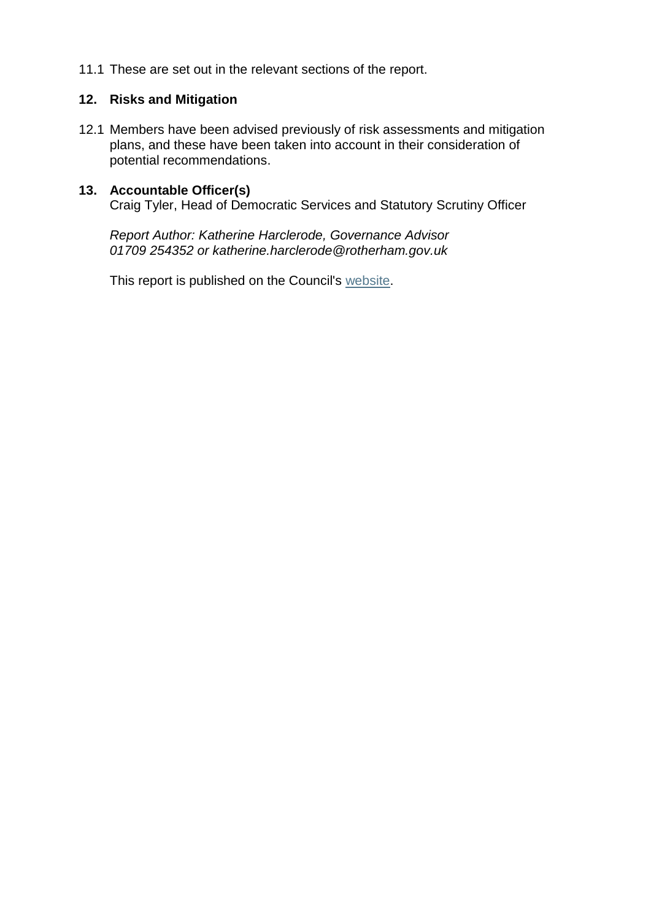11.1 These are set out in the relevant sections of the report.

## 12. Risks and Mitigation

12.1 Members have been advised previously of risk assessments and mitigation plans, and these have been taken into account in their consideration of potential recommendations.

## 13. Accountable Officer(s)

Craig Tyler, Head of Democratic Services and Statutory Scrutiny Officer

*Report Author: Katherine Harclerode, Governance Advisor*
*01709 254352 or katherine.harclerode@rotherham.gov.uk*

This report is published on the Council's website.